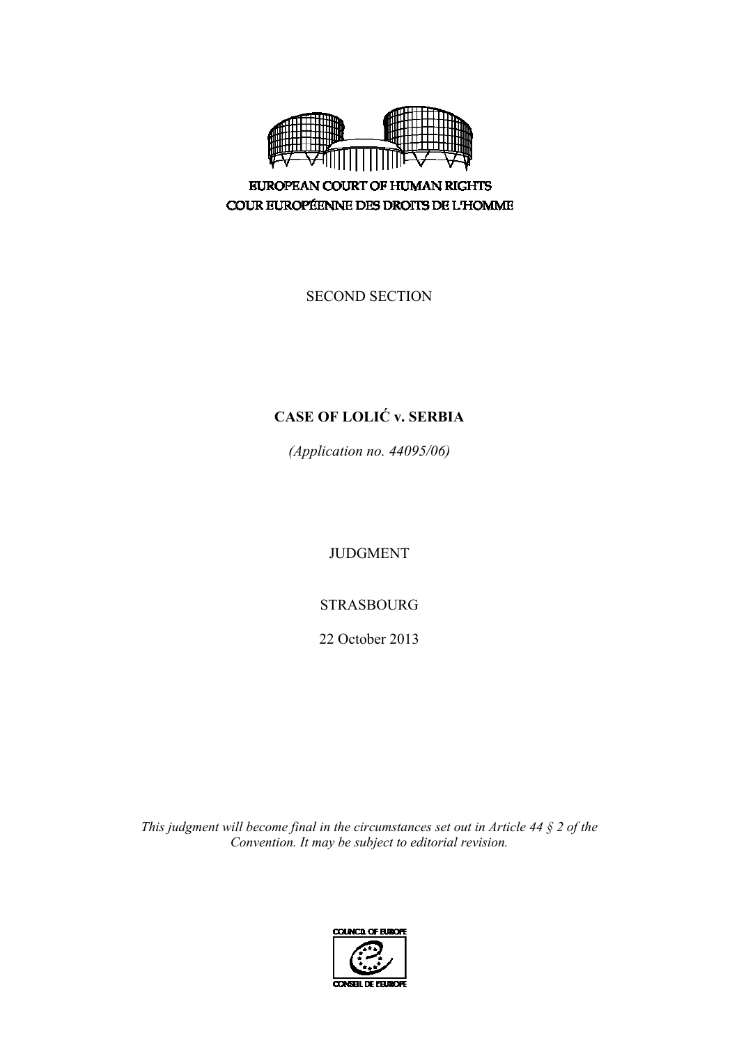EUROPEAN COURT OF HUMAN RIGHTS
COUR EUROPÉENNE DES DROITS DE L'HOMME

SECOND SECTION

# CASE OF LOLIĆ v. SERBIA

*(Application no. 44095/06)*

JUDGMENT

STRASBOURG

22 October 2013

*This judgment will become final in the circumstances set out in Article 44 § 2 of the Convention. It may be subject to editorial revision.*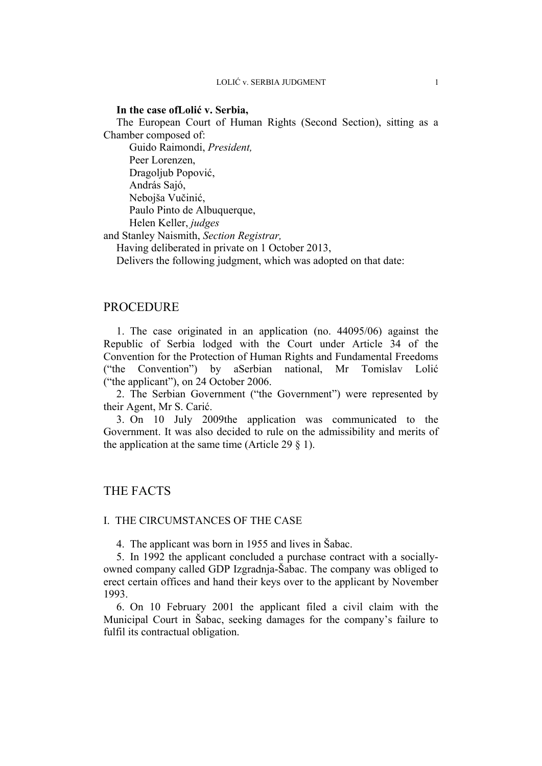**In the case ofLolić v. Serbia,**

The European Court of Human Rights (Second Section), sitting as a Chamber composed of:

Guido Raimondi, *President,*
Peer Lorenzen,
Dragoljub Popović,
András Sajó,
Nebojša Vučinić,
Paulo Pinto de Albuquerque,
Helen Keller, *judges*
and Stanley Naismith, *Section Registrar,*

Having deliberated in private on 1 October 2013,

Delivers the following judgment, which was adopted on that date:

# PROCEDURE

1. The case originated in an application (no. 44095/06) against the Republic of Serbia lodged with the Court under Article 34 of the Convention for the Protection of Human Rights and Fundamental Freedoms ("the Convention") by aSerbian national, Mr Tomislav Lolić ("the applicant"), on 24 October 2006.

2. The Serbian Government ("the Government") were represented by their Agent, Mr S. Carić.

3. On 10 July 2009the application was communicated to the Government. It was also decided to rule on the admissibility and merits of the application at the same time (Article 29 § 1).

# THE FACTS

## I. THE CIRCUMSTANCES OF THE CASE

4. The applicant was born in 1955 and lives in Šabac.

5. In 1992 the applicant concluded a purchase contract with a socially-owned company called GDP Izgradnja-Šabac. The company was obliged to erect certain offices and hand their keys over to the applicant by November 1993.

6. On 10 February 2001 the applicant filed a civil claim with the Municipal Court in Šabac, seeking damages for the company's failure to fulfil its contractual obligation.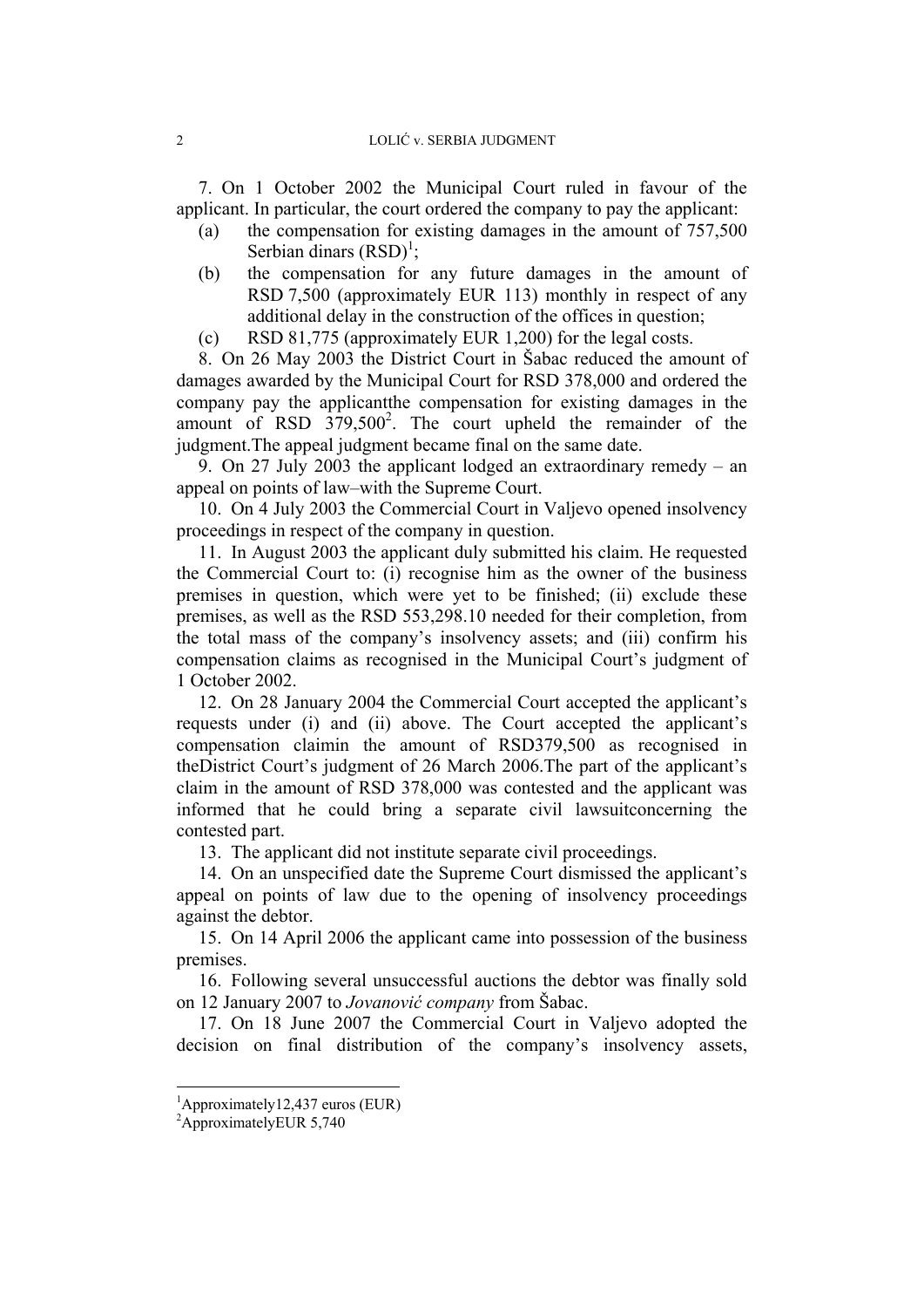7. On 1 October 2002 the Municipal Court ruled in favour of the applicant. In particular, the court ordered the company to pay the applicant:

(a) the compensation for existing damages in the amount of 757,500 Serbian dinars (RSD)[1];

(b) the compensation for any future damages in the amount of RSD 7,500 (approximately EUR 113) monthly in respect of any additional delay in the construction of the offices in question;

(c) RSD 81,775 (approximately EUR 1,200) for the legal costs.

8. On 26 May 2003 the District Court in Šabac reduced the amount of damages awarded by the Municipal Court for RSD 378,000 and ordered the company pay the applicantthe compensation for existing damages in the amount of RSD 379,500[2]. The court upheld the remainder of the judgment.The appeal judgment became final on the same date.

9. On 27 July 2003 the applicant lodged an extraordinary remedy – an appeal on points of law–with the Supreme Court.

10. On 4 July 2003 the Commercial Court in Valjevo opened insolvency proceedings in respect of the company in question.

11. In August 2003 the applicant duly submitted his claim. He requested the Commercial Court to: (i) recognise him as the owner of the business premises in question, which were yet to be finished; (ii) exclude these premises, as well as the RSD 553,298.10 needed for their completion, from the total mass of the company's insolvency assets; and (iii) confirm his compensation claims as recognised in the Municipal Court's judgment of 1 October 2002.

12. On 28 January 2004 the Commercial Court accepted the applicant's requests under (i) and (ii) above. The Court accepted the applicant's compensation claimin the amount of RSD379,500 as recognised in theDistrict Court's judgment of 26 March 2006.The part of the applicant's claim in the amount of RSD 378,000 was contested and the applicant was informed that he could bring a separate civil lawsuitconcerning the contested part.

13. The applicant did not institute separate civil proceedings.

14. On an unspecified date the Supreme Court dismissed the applicant's appeal on points of law due to the opening of insolvency proceedings against the debtor.

15. On 14 April 2006 the applicant came into possession of the business premises.

16. Following several unsuccessful auctions the debtor was finally sold on 12 January 2007 to *Jovanović company* from Šabac.

17. On 18 June 2007 the Commercial Court in Valjevo adopted the decision on final distribution of the company's insolvency assets,

---

[1] Approximately12,437 euros (EUR)

[2] ApproximatelyEUR 5,740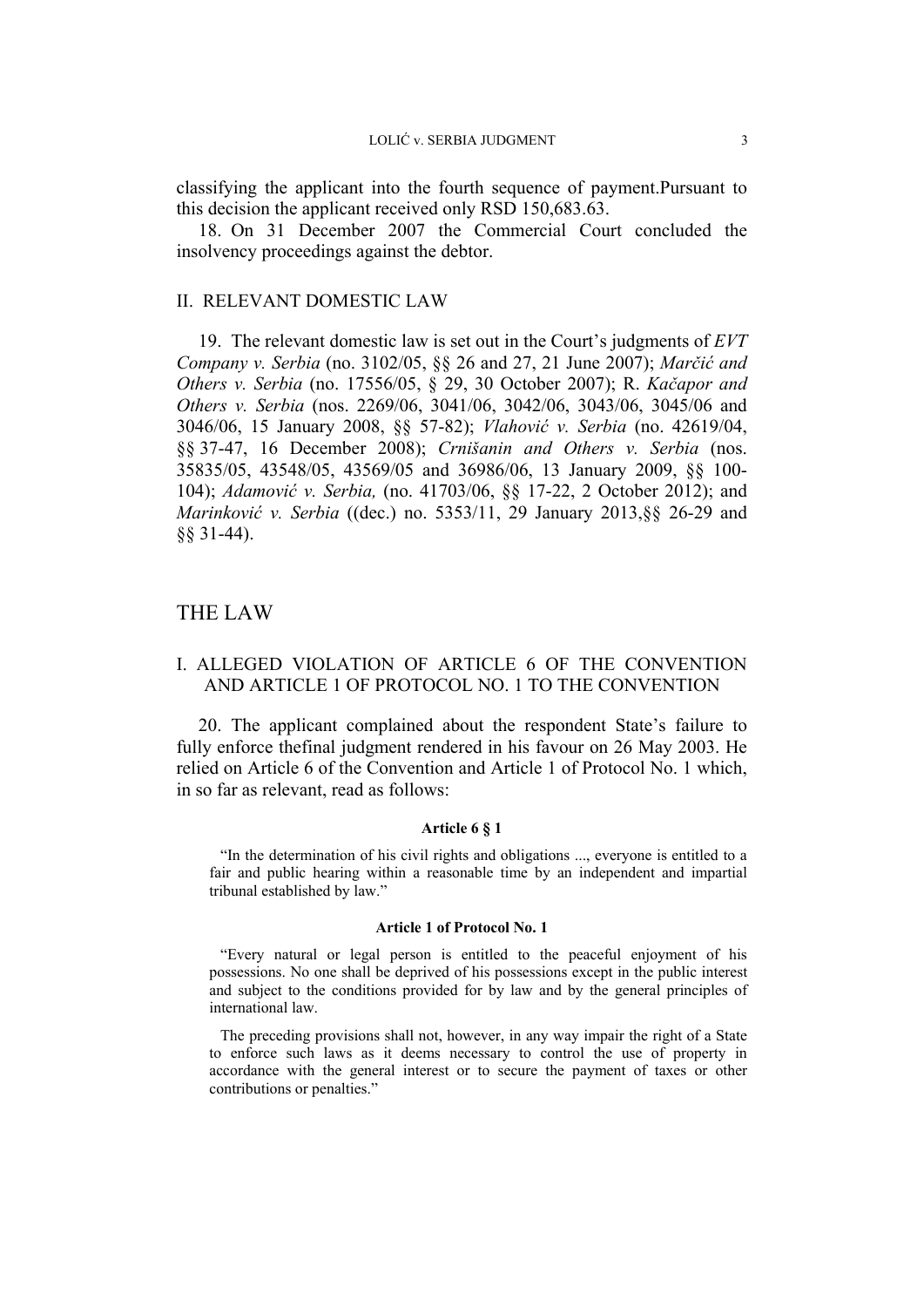classifying the applicant into the fourth sequence of payment.Pursuant to this decision the applicant received only RSD 150,683.63.

18. On 31 December 2007 the Commercial Court concluded the insolvency proceedings against the debtor.

## II. RELEVANT DOMESTIC LAW

19. The relevant domestic law is set out in the Court's judgments of *EVT Company v. Serbia* (no. 3102/05, §§ 26 and 27, 21 June 2007); *Marčić and Others v. Serbia* (no. 17556/05, § 29, 30 October 2007); R. *Kačapor and Others v. Serbia* (nos. 2269/06, 3041/06, 3042/06, 3043/06, 3045/06 and 3046/06, 15 January 2008, §§ 57-82); *Vlahović v. Serbia* (no. 42619/04, §§ 37-47, 16 December 2008); *Crnišanin and Others v. Serbia* (nos. 35835/05, 43548/05, 43569/05 and 36986/06, 13 January 2009, §§ 100-104); *Adamović v. Serbia,* (no. 41703/06, §§ 17-22, 2 October 2012); and *Marinković v. Serbia* ((dec.) no. 5353/11, 29 January 2013,§§ 26-29 and §§ 31-44).

# THE LAW

## I. ALLEGED VIOLATION OF ARTICLE 6 OF THE CONVENTION AND ARTICLE 1 OF PROTOCOL NO. 1 TO THE CONVENTION

20. The applicant complained about the respondent State's failure to fully enforce thefinal judgment rendered in his favour on 26 May 2003. He relied on Article 6 of the Convention and Article 1 of Protocol No. 1 which, in so far as relevant, read as follows:

**Article 6 § 1**

> "In the determination of his civil rights and obligations ..., everyone is entitled to a fair and public hearing within a reasonable time by an independent and impartial tribunal established by law."

**Article 1 of Protocol No. 1**

> "Every natural or legal person is entitled to the peaceful enjoyment of his possessions. No one shall be deprived of his possessions except in the public interest and subject to the conditions provided for by law and by the general principles of international law.
>
> The preceding provisions shall not, however, in any way impair the right of a State to enforce such laws as it deems necessary to control the use of property in accordance with the general interest or to secure the payment of taxes or other contributions or penalties."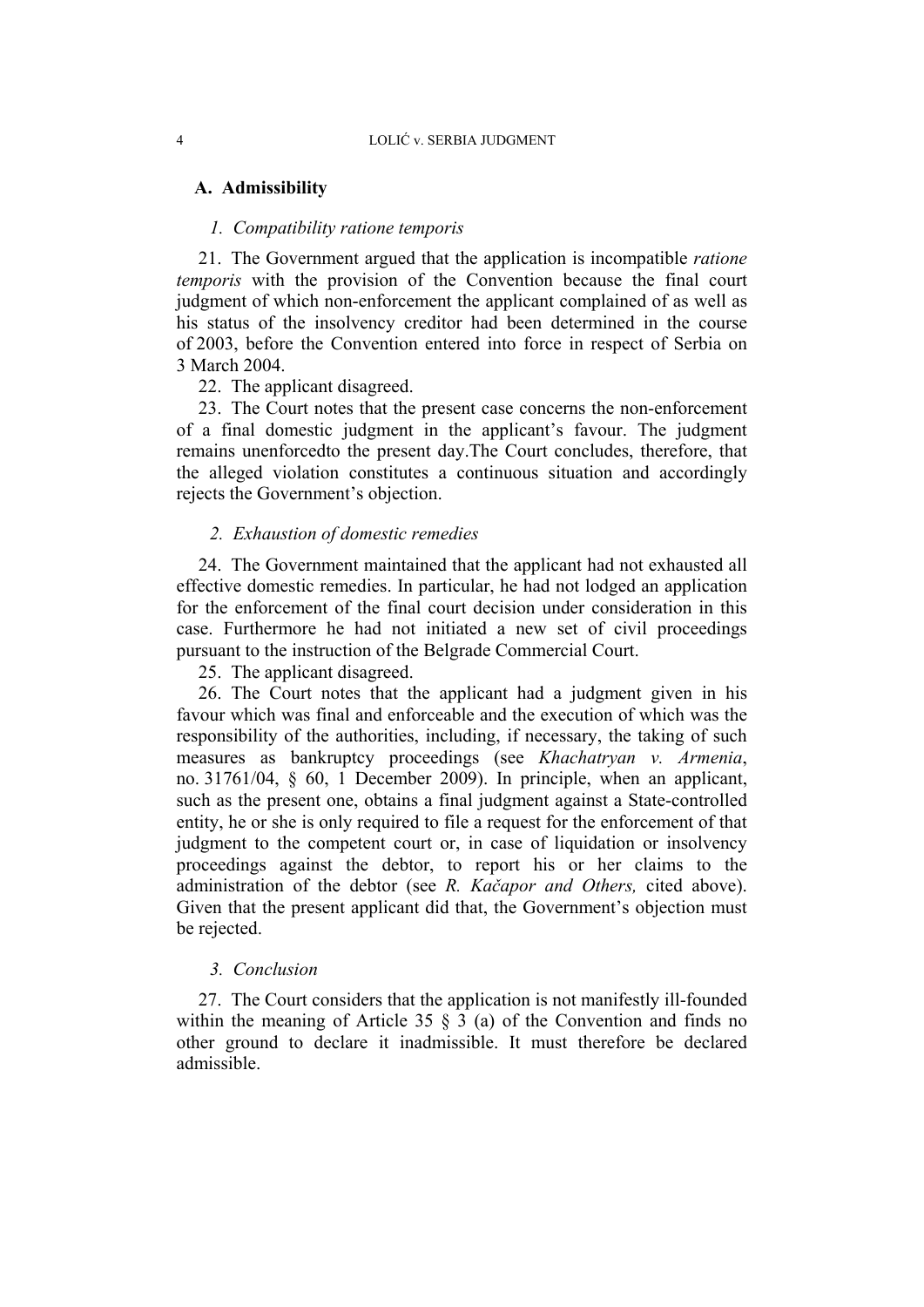## A. Admissibility

### *1. Compatibility ratione temporis*

21. The Government argued that the application is incompatible *ratione temporis* with the provision of the Convention because the final court judgment of which non-enforcement the applicant complained of as well as his status of the insolvency creditor had been determined in the course of 2003, before the Convention entered into force in respect of Serbia on 3 March 2004.

22. The applicant disagreed.

23. The Court notes that the present case concerns the non-enforcement of a final domestic judgment in the applicant's favour. The judgment remains unenforcedto the present day.The Court concludes, therefore, that the alleged violation constitutes a continuous situation and accordingly rejects the Government's objection.

### *2. Exhaustion of domestic remedies*

24. The Government maintained that the applicant had not exhausted all effective domestic remedies. In particular, he had not lodged an application for the enforcement of the final court decision under consideration in this case. Furthermore he had not initiated a new set of civil proceedings pursuant to the instruction of the Belgrade Commercial Court.

25. The applicant disagreed.

26. The Court notes that the applicant had a judgment given in his favour which was final and enforceable and the execution of which was the responsibility of the authorities, including, if necessary, the taking of such measures as bankruptcy proceedings (see *Khachatryan v. Armenia*, no. 31761/04, § 60, 1 December 2009). In principle, when an applicant, such as the present one, obtains a final judgment against a State-controlled entity, he or she is only required to file a request for the enforcement of that judgment to the competent court or, in case of liquidation or insolvency proceedings against the debtor, to report his or her claims to the administration of the debtor (see *R. Kačapor and Others,* cited above). Given that the present applicant did that, the Government's objection must be rejected.

### *3. Conclusion*

27. The Court considers that the application is not manifestly ill-founded within the meaning of Article 35 § 3 (a) of the Convention and finds no other ground to declare it inadmissible. It must therefore be declared admissible.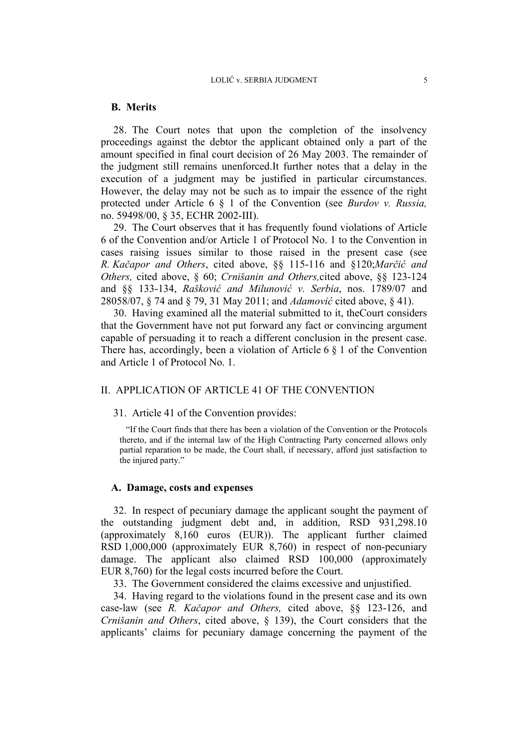### B. Merits

28. The Court notes that upon the completion of the insolvency proceedings against the debtor the applicant obtained only a part of the amount specified in final court decision of 26 May 2003. The remainder of the judgment still remains unenforced.It further notes that a delay in the execution of a judgment may be justified in particular circumstances. However, the delay may not be such as to impair the essence of the right protected under Article 6 § 1 of the Convention (see *Burdov v. Russia,* no. 59498/00, § 35, ECHR 2002-III).

29. The Court observes that it has frequently found violations of Article 6 of the Convention and/or Article 1 of Protocol No. 1 to the Convention in cases raising issues similar to those raised in the present case (see *R. Kačapor and Others*, cited above, §§ 115-116 and §120;*Marčić and Others,* cited above, § 60; *Crnišanin and Others,*cited above, §§ 123-124 and §§ 133-134, *Rašković and Milunović v. Serbia*, nos. 1789/07 and 28058/07, § 74 and § 79, 31 May 2011; and *Adamović* cited above, § 41).

30. Having examined all the material submitted to it, theCourt considers that the Government have not put forward any fact or convincing argument capable of persuading it to reach a different conclusion in the present case. There has, accordingly, been a violation of Article 6 § 1 of the Convention and Article 1 of Protocol No. 1.

## II. APPLICATION OF ARTICLE 41 OF THE CONVENTION

31. Article 41 of the Convention provides:

> "If the Court finds that there has been a violation of the Convention or the Protocols thereto, and if the internal law of the High Contracting Party concerned allows only partial reparation to be made, the Court shall, if necessary, afford just satisfaction to the injured party."

### A. Damage, costs and expenses

32. In respect of pecuniary damage the applicant sought the payment of the outstanding judgment debt and, in addition, RSD 931,298.10 (approximately 8,160 euros (EUR)). The applicant further claimed RSD 1,000,000 (approximately EUR 8,760) in respect of non-pecuniary damage. The applicant also claimed RSD 100,000 (approximately EUR 8,760) for the legal costs incurred before the Court.

33. The Government considered the claims excessive and unjustified.

34. Having regard to the violations found in the present case and its own case-law (see *R. Kačapor and Others,* cited above, §§ 123-126, and *Crnišanin and Others*, cited above, § 139), the Court considers that the applicants' claims for pecuniary damage concerning the payment of the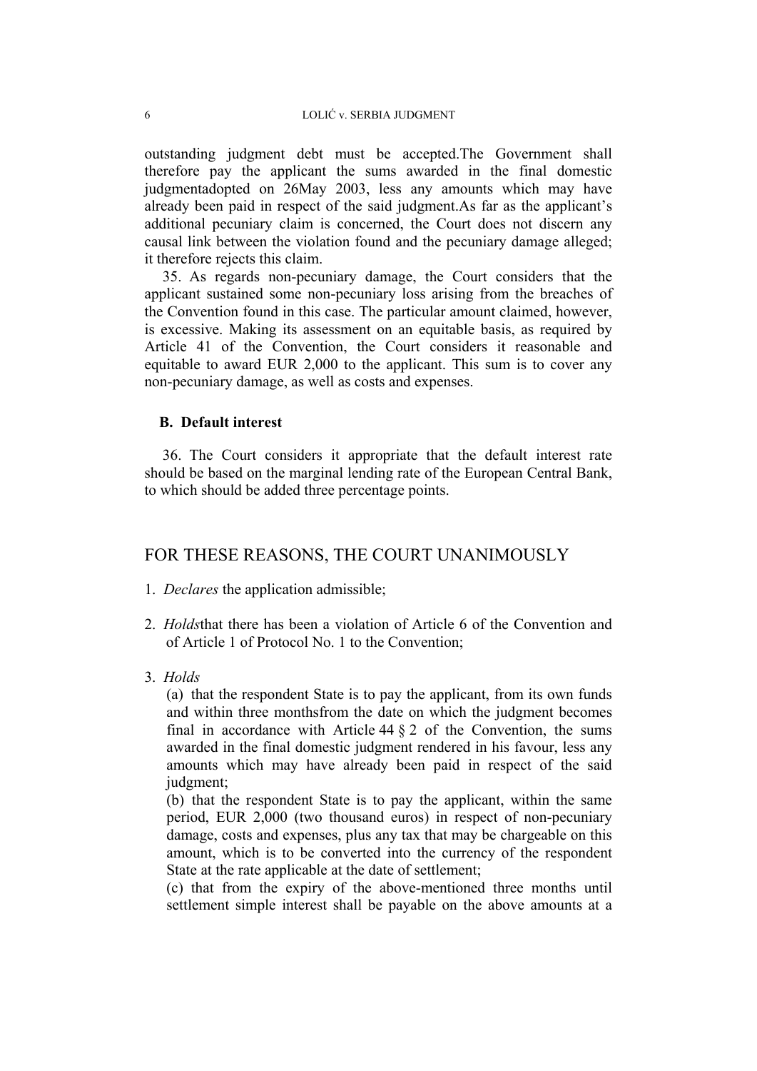outstanding judgment debt must be accepted.The Government shall therefore pay the applicant the sums awarded in the final domestic judgmentadopted on 26May 2003, less any amounts which may have already been paid in respect of the said judgment.As far as the applicant's additional pecuniary claim is concerned, the Court does not discern any causal link between the violation found and the pecuniary damage alleged; it therefore rejects this claim.

35. As regards non-pecuniary damage, the Court considers that the applicant sustained some non-pecuniary loss arising from the breaches of the Convention found in this case. The particular amount claimed, however, is excessive. Making its assessment on an equitable basis, as required by Article 41 of the Convention, the Court considers it reasonable and equitable to award EUR 2,000 to the applicant. This sum is to cover any non-pecuniary damage, as well as costs and expenses.

### B. Default interest

36. The Court considers it appropriate that the default interest rate should be based on the marginal lending rate of the European Central Bank, to which should be added three percentage points.

## FOR THESE REASONS, THE COURT UNANIMOUSLY

1. *Declares* the application admissible;

2. *Holds*that there has been a violation of Article 6 of the Convention and of Article 1 of Protocol No. 1 to the Convention;

3. *Holds*

   (a) that the respondent State is to pay the applicant, from its own funds and within three monthsfrom the date on which the judgment becomes final in accordance with Article 44 § 2 of the Convention, the sums awarded in the final domestic judgment rendered in his favour, less any amounts which may have already been paid in respect of the said judgment;

   (b) that the respondent State is to pay the applicant, within the same period, EUR 2,000 (two thousand euros) in respect of non-pecuniary damage, costs and expenses, plus any tax that may be chargeable on this amount, which is to be converted into the currency of the respondent State at the rate applicable at the date of settlement;

   (c) that from the expiry of the above-mentioned three months until settlement simple interest shall be payable on the above amounts at a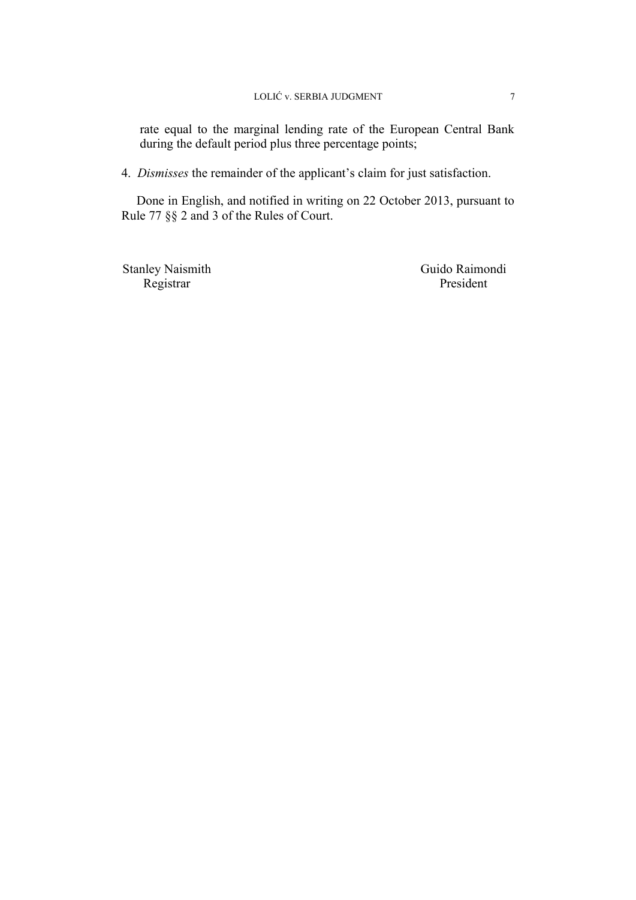rate equal to the marginal lending rate of the European Central Bank during the default period plus three percentage points;

4. *Dismisses* the remainder of the applicant's claim for just satisfaction.

Done in English, and notified in writing on 22 October 2013, pursuant to Rule 77 §§ 2 and 3 of the Rules of Court.

| | |
|---|---|
| Stanley Naismith<br>Registrar | Guido Raimondi<br>President |